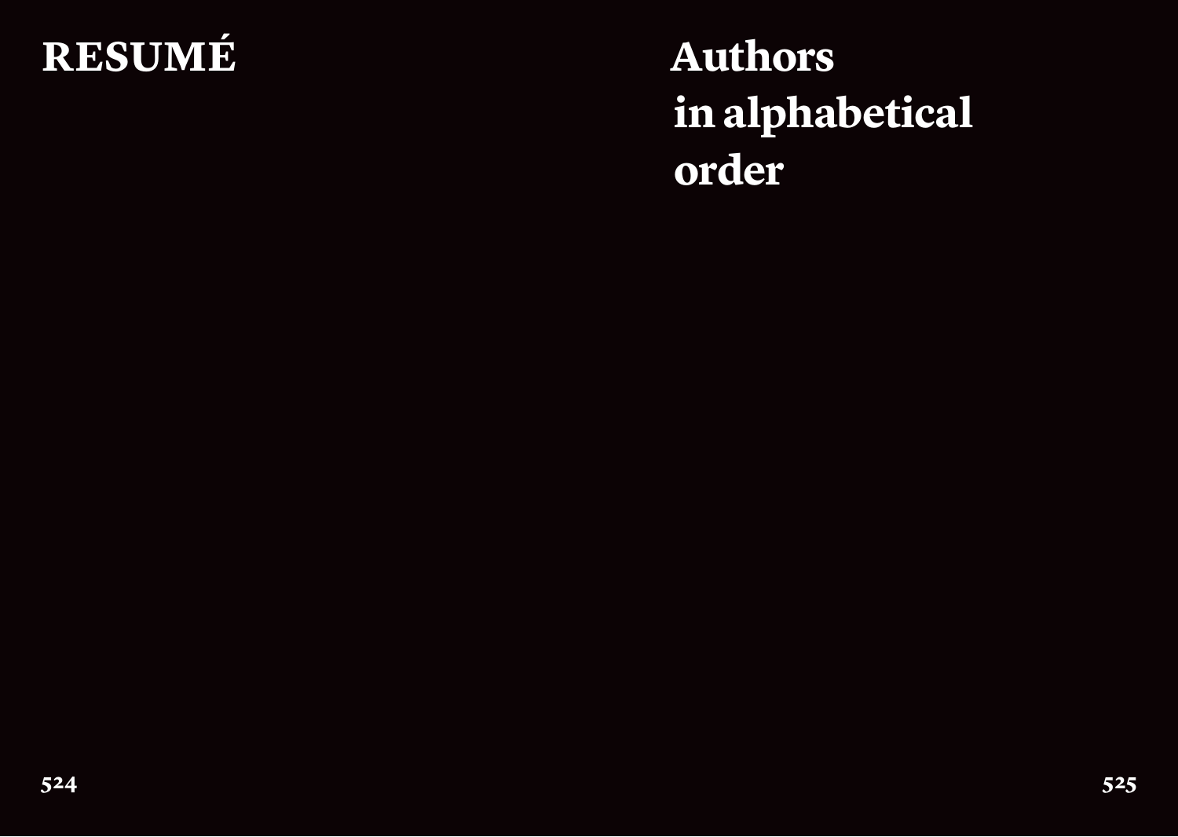# RESUMÉ

# Authors in alphabetical order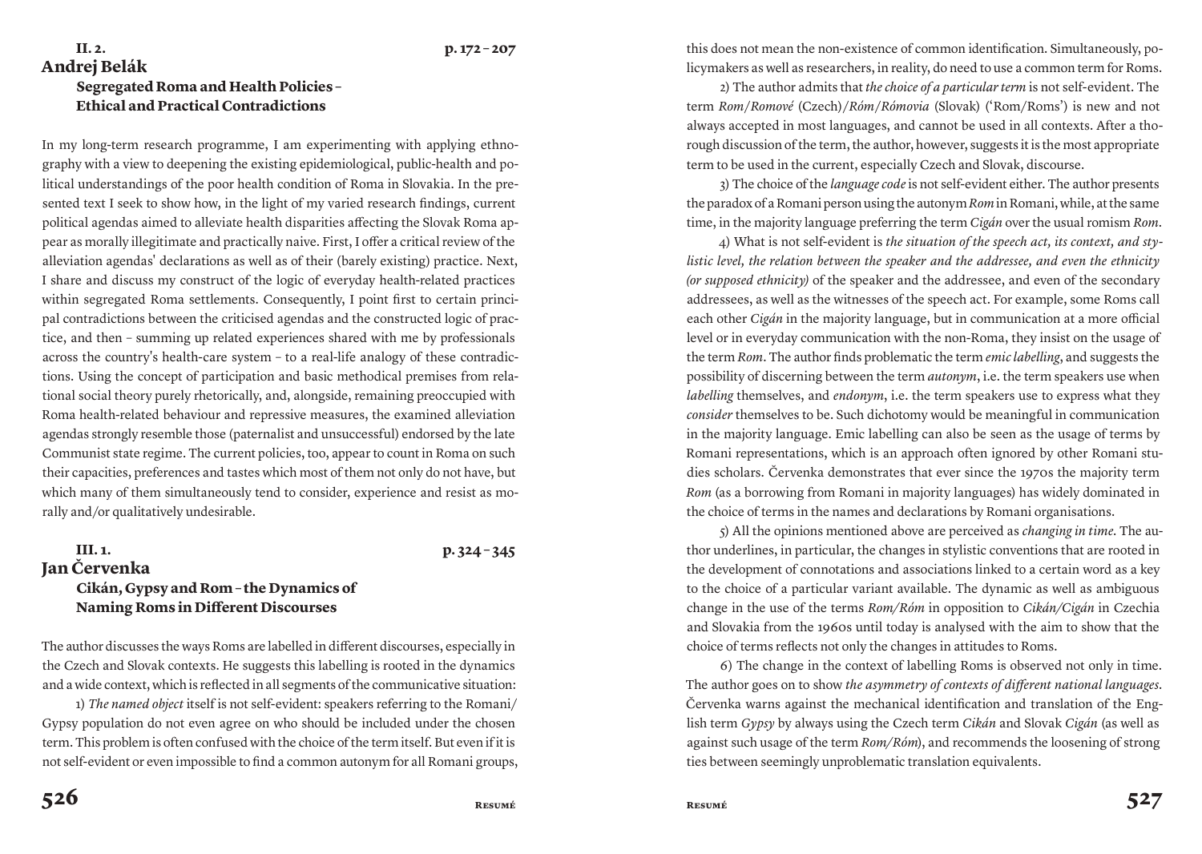**II. 2.** **p. 172 – 207**

## Andrej Belák

### Segregated Roma and Health Policies – Ethical and Practical Contradictions

In my long-term research programme, I am experimenting with applying ethnography with a view to deepening the existing epidemiological, public-health and political understandings of the poor health condition of Roma in Slovakia. In the presented text I seek to show how, in the light of my varied research findings, current political agendas aimed to alleviate health disparities affecting the Slovak Roma appear as morally illegitimate and practically naive. First, I offer a critical review of the alleviation agendas' declarations as well as of their (barely existing) practice. Next, I share and discuss my construct of the logic of everyday health-related practices within segregated Roma settlements. Consequently, I point first to certain principal contradictions between the criticised agendas and the constructed logic of practice, and then – summing up related experiences shared with me by professionals across the country's health-care system – to a real-life analogy of these contradictions. Using the concept of participation and basic methodical premises from relational social theory purely rhetorically, and, alongside, remaining preoccupied with Roma health-related behaviour and repressive measures, the examined alleviation agendas strongly resemble those (paternalist and unsuccessful) endorsed by the late Communist state regime. The current policies, too, appear to count in Roma on such their capacities, preferences and tastes which most of them not only do not have, but which many of them simultaneously tend to consider, experience and resist as morally and/or qualitatively undesirable.

**III. 1.** **p. 324 – 345**

## Jan Červenka

### Cikán, Gypsy and Rom – the Dynamics of Naming Roms in Different Discourses

The author discusses the ways Roms are labelled in different discourses, especially in the Czech and Slovak contexts. He suggests this labelling is rooted in the dynamics and a wide context, which is reflected in all segments of the communicative situation:

1) *The named object* itself is not self-evident: speakers referring to the Romani/Gypsy population do not even agree on who should be included under the chosen term. This problem is often confused with the choice of the term itself. But even if it is not self-evident or even impossible to find a common autonym for all Romani groups, this does not mean the non-existence of common identification. Simultaneously, policymakers as well as researchers, in reality, do need to use a common term for Roms.

2) The author admits that *the choice of a particular term* is not self-evident. The term *Rom/Romové* (Czech)/*Róm/Rómovia* (Slovak) ('Rom/Roms') is new and not always accepted in most languages, and cannot be used in all contexts. After a thorough discussion of the term, the author, however, suggests it is the most appropriate term to be used in the current, especially Czech and Slovak, discourse.

3) The choice of the *language code* is not self-evident either. The author presents the paradox of a Romani person using the autonym *Rom* in Romani, while, at the same time, in the majority language preferring the term *Cigán* over the usual romism *Rom*.

4) What is not self-evident is *the situation of the speech act, its context, and stylistic level, the relation between the speaker and the addressee, and even the ethnicity (or supposed ethnicity)* of the speaker and the addressee, and even of the secondary addressees, as well as the witnesses of the speech act. For example, some Roms call each other *Cigán* in the majority language, but in communication at a more official level or in everyday communication with the non-Roma, they insist on the usage of the term *Rom*. The author finds problematic the term *emic labelling*, and suggests the possibility of discerning between the term *autonym*, i.e. the term speakers use when *labelling* themselves, and *endonym*, i.e. the term speakers use to express what they *consider* themselves to be. Such dichotomy would be meaningful in communication in the majority language. Emic labelling can also be seen as the usage of terms by Romani representations, which is an approach often ignored by other Romani studies scholars. Červenka demonstrates that ever since the 1970s the majority term *Rom* (as a borrowing from Romani in majority languages) has widely dominated in the choice of terms in the names and declarations by Romani organisations.

5) All the opinions mentioned above are perceived as *changing in time*. The author underlines, in particular, the changes in stylistic conventions that are rooted in the development of connotations and associations linked to a certain word as a key to the choice of a particular variant available. The dynamic as well as ambiguous change in the use of the terms *Rom/Róm* in opposition to *Cikán/Cigán* in Czechia and Slovakia from the 1960s until today is analysed with the aim to show that the choice of terms reflects not only the changes in attitudes to Roms.

6) The change in the context of labelling Roms is observed not only in time. The author goes on to show *the asymmetry of contexts of different national languages*. Červenka warns against the mechanical identification and translation of the English term *Gypsy* by always using the Czech term *Cikán* and Slovak *Cigán* (as well as against such usage of the term *Rom/Róm*), and recommends the loosening of strong ties between seemingly unproblematic translation equivalents.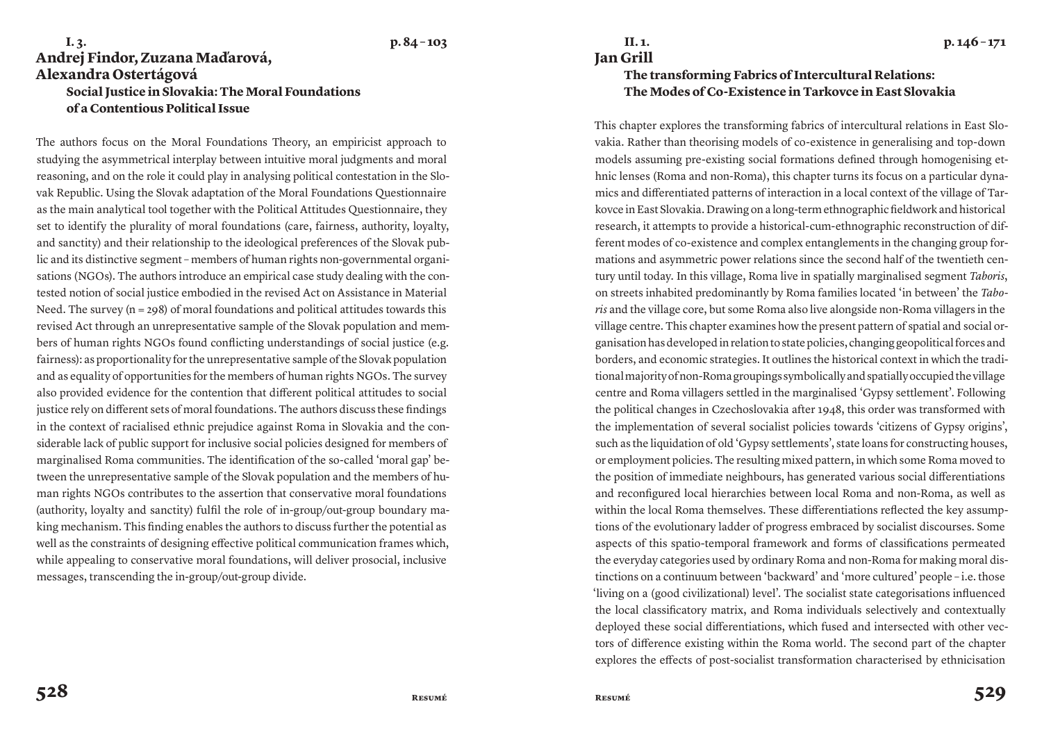I. 3. p. 84 – 103

## Andrej Findor, Zuzana Maďarová, Alexandra Ostertágová

### Social Justice in Slovakia: The Moral Foundations of a Contentious Political Issue

The authors focus on the Moral Foundations Theory, an empiricist approach to studying the asymmetrical interplay between intuitive moral judgments and moral reasoning, and on the role it could play in analysing political contestation in the Slovak Republic. Using the Slovak adaptation of the Moral Foundations Questionnaire as the main analytical tool together with the Political Attitudes Questionnaire, they set to identify the plurality of moral foundations (care, fairness, authority, loyalty, and sanctity) and their relationship to the ideological preferences of the Slovak public and its distinctive segment – members of human rights non-governmental organisations (NGOs). The authors introduce an empirical case study dealing with the contested notion of social justice embodied in the revised Act on Assistance in Material Need. The survey (n = 298) of moral foundations and political attitudes towards this revised Act through an unrepresentative sample of the Slovak population and members of human rights NGOs found conflicting understandings of social justice (e.g. fairness): as proportionality for the unrepresentative sample of the Slovak population and as equality of opportunities for the members of human rights NGOs. The survey also provided evidence for the contention that different political attitudes to social justice rely on different sets of moral foundations. The authors discuss these findings in the context of racialised ethnic prejudice against Roma in Slovakia and the considerable lack of public support for inclusive social policies designed for members of marginalised Roma communities. The identification of the so-called 'moral gap' between the unrepresentative sample of the Slovak population and the members of human rights NGOs contributes to the assertion that conservative moral foundations (authority, loyalty and sanctity) fulfil the role of in-group/out-group boundary making mechanism. This finding enables the authors to discuss further the potential as well as the constraints of designing effective political communication frames which, while appealing to conservative moral foundations, will deliver prosocial, inclusive messages, transcending the in-group/out-group divide.

II. 1. p. 146 – 171

## Jan Grill

### The transforming Fabrics of Intercultural Relations: The Modes of Co-Existence in Tarkovce in East Slovakia

This chapter explores the transforming fabrics of intercultural relations in East Slovakia. Rather than theorising models of co-existence in generalising and top-down models assuming pre-existing social formations defined through homogenising ethnic lenses (Roma and non-Roma), this chapter turns its focus on a particular dynamics and differentiated patterns of interaction in a local context of the village of Tarkovce in East Slovakia. Drawing on a long-term ethnographic fieldwork and historical research, it attempts to provide a historical-cum-ethnographic reconstruction of different modes of co-existence and complex entanglements in the changing group formations and asymmetric power relations since the second half of the twentieth century until today. In this village, Roma live in spatially marginalised segment *Taboris*, on streets inhabited predominantly by Roma families located 'in between' the *Taboris* and the village core, but some Roma also live alongside non-Roma villagers in the village centre. This chapter examines how the present pattern of spatial and social organisation has developed in relation to state policies, changing geopolitical forces and borders, and economic strategies. It outlines the historical context in which the traditional majority of non-Roma groupings symbolically and spatially occupied the village centre and Roma villagers settled in the marginalised 'Gypsy settlement'. Following the political changes in Czechoslovakia after 1948, this order was transformed with the implementation of several socialist policies towards 'citizens of Gypsy origins', such as the liquidation of old 'Gypsy settlements', state loans for constructing houses, or employment policies. The resulting mixed pattern, in which some Roma moved to the position of immediate neighbours, has generated various social differentiations and reconfigured local hierarchies between local Roma and non-Roma, as well as within the local Roma themselves. These differentiations reflected the key assumptions of the evolutionary ladder of progress embraced by socialist discourses. Some aspects of this spatio-temporal framework and forms of classifications permeated the everyday categories used by ordinary Roma and non-Roma for making moral distinctions on a continuum between 'backward' and 'more cultured' people – i.e. those 'living on a (good civilizational) level'. The socialist state categorisations influenced the local classificatory matrix, and Roma individuals selectively and contextually deployed these social differentiations, which fused and intersected with other vectors of difference existing within the Roma world. The second part of the chapter explores the effects of post-socialist transformation characterised by ethnicisation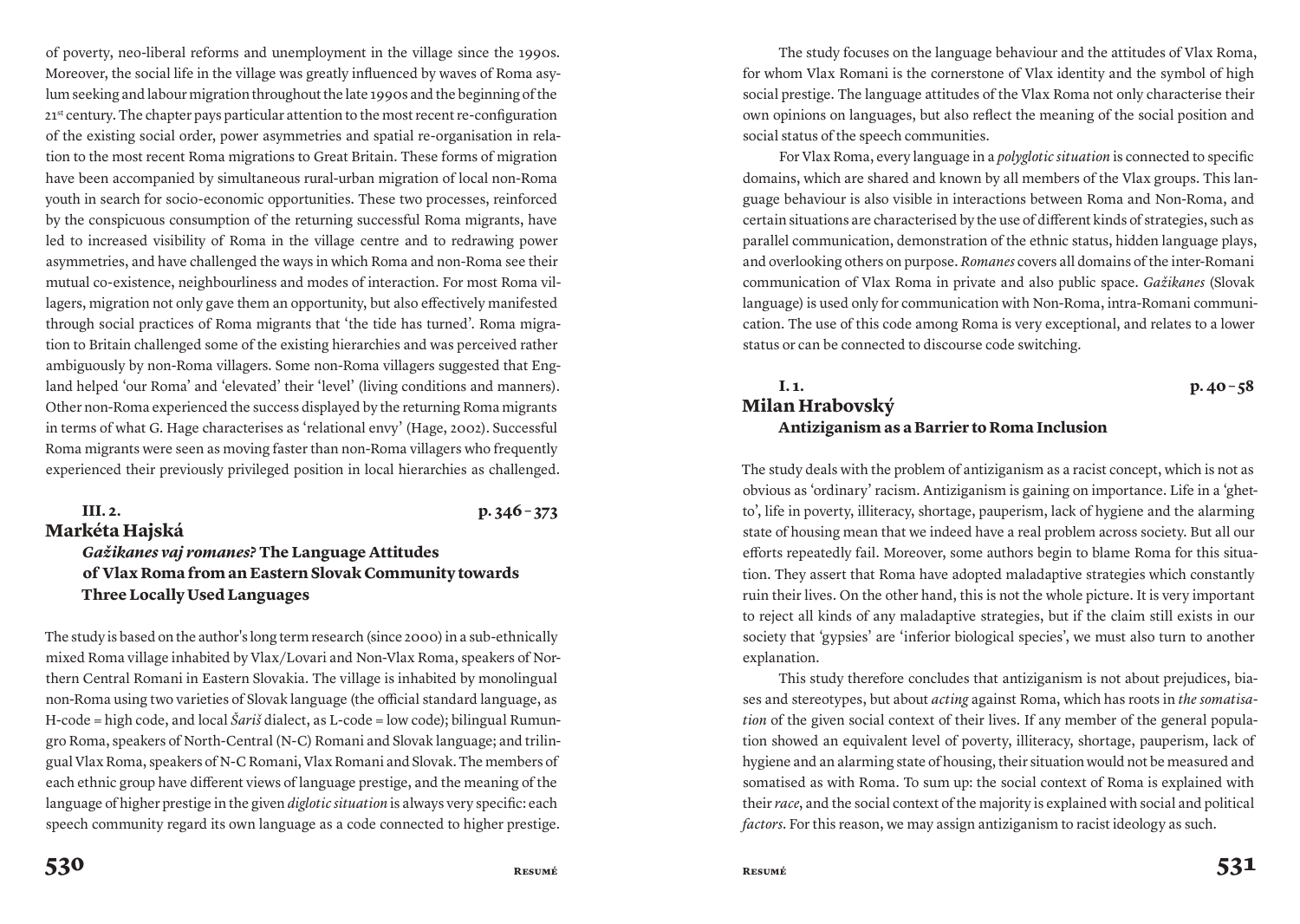of poverty, neo-liberal reforms and unemployment in the village since the 1990s. Moreover, the social life in the village was greatly influenced by waves of Roma asylum seeking and labour migration throughout the late 1990s and the beginning of the 21st century. The chapter pays particular attention to the most recent re-configuration of the existing social order, power asymmetries and spatial re-organisation in relation to the most recent Roma migrations to Great Britain. These forms of migration have been accompanied by simultaneous rural-urban migration of local non-Roma youth in search for socio-economic opportunities. These two processes, reinforced by the conspicuous consumption of the returning successful Roma migrants, have led to increased visibility of Roma in the village centre and to redrawing power asymmetries, and have challenged the ways in which Roma and non-Roma see their mutual co-existence, neighbourliness and modes of interaction. For most Roma villagers, migration not only gave them an opportunity, but also effectively manifested through social practices of Roma migrants that 'the tide has turned'. Roma migration to Britain challenged some of the existing hierarchies and was perceived rather ambiguously by non-Roma villagers. Some non-Roma villagers suggested that England helped 'our Roma' and 'elevated' their 'level' (living conditions and manners). Other non-Roma experienced the success displayed by the returning Roma migrants in terms of what G. Hage characterises as 'relational envy' (Hage, 2002). Successful Roma migrants were seen as moving faster than non-Roma villagers who frequently experienced their previously privileged position in local hierarchies as challenged.

**III. 2.** **p. 346–373**

## Markéta Hajská

### *Gažikanes vaj romanes?* The Language Attitudes of Vlax Roma from an Eastern Slovak Community towards Three Locally Used Languages

The study is based on the author's long term research (since 2000) in a sub-ethnically mixed Roma village inhabited by Vlax/Lovari and Non-Vlax Roma, speakers of Northern Central Romani in Eastern Slovakia. The village is inhabited by monolingual non-Roma using two varieties of Slovak language (the official standard language, as H-code = high code, and local *Šariš* dialect, as L-code = low code); bilingual Rumungro Roma, speakers of North-Central (N-C) Romani and Slovak language; and trilingual Vlax Roma, speakers of N-C Romani, Vlax Romani and Slovak. The members of each ethnic group have different views of language prestige, and the meaning of the language of higher prestige in the given *diglotic situation* is always very specific: each speech community regard its own language as a code connected to higher prestige.

The study focuses on the language behaviour and the attitudes of Vlax Roma, for whom Vlax Romani is the cornerstone of Vlax identity and the symbol of high social prestige. The language attitudes of the Vlax Roma not only characterise their own opinions on languages, but also reflect the meaning of the social position and social status of the speech communities.

For Vlax Roma, every language in a *polyglotic situation* is connected to specific domains, which are shared and known by all members of the Vlax groups. This language behaviour is also visible in interactions between Roma and Non-Roma, and certain situations are characterised by the use of different kinds of strategies, such as parallel communication, demonstration of the ethnic status, hidden language plays, and overlooking others on purpose. *Romanes* covers all domains of the inter-Romani communication of Vlax Roma in private and also public space. *Gažikanes* (Slovak language) is used only for communication with Non-Roma, intra-Romani communication. The use of this code among Roma is very exceptional, and relates to a lower status or can be connected to discourse code switching.

**I. 1.** **p. 40–58**

## Milan Hrabovský

### Antiziganism as a Barrier to Roma Inclusion

The study deals with the problem of antiziganism as a racist concept, which is not as obvious as 'ordinary' racism. Antiziganism is gaining on importance. Life in a 'ghetto', life in poverty, illiteracy, shortage, pauperism, lack of hygiene and the alarming state of housing mean that we indeed have a real problem across society. But all our efforts repeatedly fail. Moreover, some authors begin to blame Roma for this situation. They assert that Roma have adopted maladaptive strategies which constantly ruin their lives. On the other hand, this is not the whole picture. It is very important to reject all kinds of any maladaptive strategies, but if the claim still exists in our society that 'gypsies' are 'inferior biological species', we must also turn to another explanation.

This study therefore concludes that antiziganism is not about prejudices, biases and stereotypes, but about *acting* against Roma, which has roots in *the somatisation* of the given social context of their lives. If any member of the general population showed an equivalent level of poverty, illiteracy, shortage, pauperism, lack of hygiene and an alarming state of housing, their situation would not be measured and somatised as with Roma. To sum up: the social context of Roma is explained with their *race*, and the social context of the majority is explained with social and political *factors*. For this reason, we may assign antiziganism to racist ideology as such.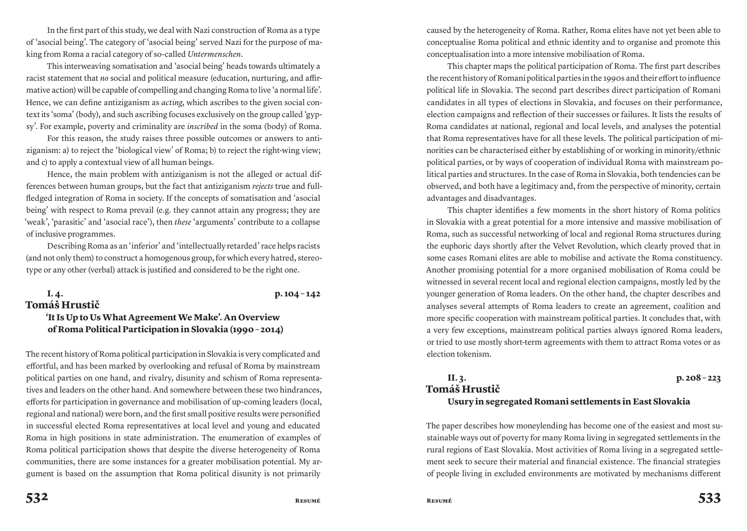In the first part of this study, we deal with Nazi construction of Roma as a type of 'asocial being'. The category of 'asocial being' served Nazi for the purpose of making from Roma a racial category of so-called *Untermenschen*.

This interweaving somatisation and 'asocial being' heads towards ultimately a racist statement that *no* social and political measure (education, nurturing, and affirmative action) will be capable of compelling and changing Roma to live 'a normal life'. Hence, we can define antiziganism as *acting*, which ascribes to the given social context its 'soma' (body), and such ascribing focuses exclusively on the group called 'gypsy'. For example, poverty and criminality are *inscribed* in the soma (body) of Roma.

For this reason, the study raises three possible outcomes or answers to antiziganism: a) to reject the 'biological view' of Roma; b) to reject the right-wing view; and c) to apply a contextual view of all human beings.

Hence, the main problem with antiziganism is not the alleged or actual differences between human groups, but the fact that antiziganism *rejects* true and full-fledged integration of Roma in society. If the concepts of somatisation and 'asocial being' with respect to Roma prevail (e.g. they cannot attain any progress; they are 'weak', 'parasitic' and 'asocial race'), then *these* 'arguments' contribute to a collapse of inclusive programmes.

Describing Roma as an 'inferior' and 'intellectually retarded' race helps racists (and not only them) to construct a homogenous group, for which every hatred, stereotype or any other (verbal) attack is justified and considered to be the right one.

## I. 4. p. 104–142

## Tomáš Hrustič

### 'It Is Up to Us What Agreement We Make'. An Overview of Roma Political Participation in Slovakia (1990–2014)

The recent history of Roma political participation in Slovakia is very complicated and effortful, and has been marked by overlooking and refusal of Roma by mainstream political parties on one hand, and rivalry, disunity and schism of Roma representatives and leaders on the other hand. And somewhere between these two hindrances, efforts for participation in governance and mobilisation of up-coming leaders (local, regional and national) were born, and the first small positive results were personified in successful elected Roma representatives at local level and young and educated Roma in high positions in state administration. The enumeration of examples of Roma political participation shows that despite the diverse heterogeneity of Roma communities, there are some instances for a greater mobilisation potential. My argument is based on the assumption that Roma political disunity is not primarily caused by the heterogeneity of Roma. Rather, Roma elites have not yet been able to conceptualise Roma political and ethnic identity and to organise and promote this conceptualisation into a more intensive mobilisation of Roma.

This chapter maps the political participation of Roma. The first part describes the recent history of Romani political parties in the 1990s and their effort to influence political life in Slovakia. The second part describes direct participation of Romani candidates in all types of elections in Slovakia, and focuses on their performance, election campaigns and reflection of their successes or failures. It lists the results of Roma candidates at national, regional and local levels, and analyses the potential that Roma representatives have for all these levels. The political participation of minorities can be characterised either by establishing of or working in minority/ethnic political parties, or by ways of cooperation of individual Roma with mainstream political parties and structures. In the case of Roma in Slovakia, both tendencies can be observed, and both have a legitimacy and, from the perspective of minority, certain advantages and disadvantages.

This chapter identifies a few moments in the short history of Roma politics in Slovakia with a great potential for a more intensive and massive mobilisation of Roma, such as successful networking of local and regional Roma structures during the euphoric days shortly after the Velvet Revolution, which clearly proved that in some cases Romani elites are able to mobilise and activate the Roma constituency. Another promising potential for a more organised mobilisation of Roma could be witnessed in several recent local and regional election campaigns, mostly led by the younger generation of Roma leaders. On the other hand, the chapter describes and analyses several attempts of Roma leaders to create an agreement, coalition and more specific cooperation with mainstream political parties. It concludes that, with a very few exceptions, mainstream political parties always ignored Roma leaders, or tried to use mostly short-term agreements with them to attract Roma votes or as election tokenism.

## II. 3. p. 208–223

## Tomáš Hrustič

### Usury in segregated Romani settlements in East Slovakia

The paper describes how moneylending has become one of the easiest and most sustainable ways out of poverty for many Roma living in segregated settlements in the rural regions of East Slovakia. Most activities of Roma living in a segregated settlement seek to secure their material and financial existence. The financial strategies of people living in excluded environments are motivated by mechanisms different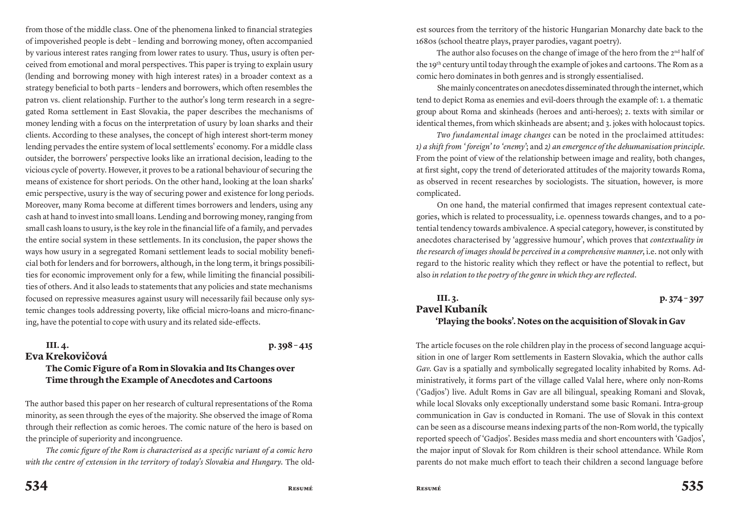from those of the middle class. One of the phenomena linked to financial strategies of impoverished people is debt – lending and borrowing money, often accompanied by various interest rates ranging from lower rates to usury. Thus, usury is often perceived from emotional and moral perspectives. This paper is trying to explain usury (lending and borrowing money with high interest rates) in a broader context as a strategy beneficial to both parts – lenders and borrowers, which often resembles the patron vs. client relationship. Further to the author's long term research in a segregated Roma settlement in East Slovakia, the paper describes the mechanisms of money lending with a focus on the interpretation of usury by loan sharks and their clients. According to these analyses, the concept of high interest short-term money lending pervades the entire system of local settlements' economy. For a middle class outsider, the borrowers' perspective looks like an irrational decision, leading to the vicious cycle of poverty. However, it proves to be a rational behaviour of securing the means of existence for short periods. On the other hand, looking at the loan sharks' emic perspective, usury is the way of securing power and existence for long periods. Moreover, many Roma become at different times borrowers and lenders, using any cash at hand to invest into small loans. Lending and borrowing money, ranging from small cash loans to usury, is the key role in the financial life of a family, and pervades the entire social system in these settlements. In its conclusion, the paper shows the ways how usury in a segregated Romani settlement leads to social mobility beneficial both for lenders and for borrowers, although, in the long term, it brings possibilities for economic improvement only for a few, while limiting the financial possibilities of others. And it also leads to statements that any policies and state mechanisms focused on repressive measures against usury will necessarily fail because only systemic changes tools addressing poverty, like official micro-loans and micro-financing, have the potential to cope with usury and its related side-effects.

**III. 4.** **p. 398 – 415**

## Eva Krekovičová

### The Comic Figure of a Rom in Slovakia and Its Changes over Time through the Example of Anecdotes and Cartoons

The author based this paper on her research of cultural representations of the Roma minority, as seen through the eyes of the majority. She observed the image of Roma through their reflection as comic heroes. The comic nature of the hero is based on the principle of superiority and incongruence.

*The comic figure of the Rom is characterised as a specific variant of a comic hero with the centre of extension in the territory of today's Slovakia and Hungary.* The oldest sources from the territory of the historic Hungarian Monarchy date back to the 1680s (school theatre plays, prayer parodies, vagant poetry).

The author also focuses on the change of image of the hero from the 2nd half of the 19th century until today through the example of jokes and cartoons. The Rom as a comic hero dominates in both genres and is strongly essentialised.

She mainly concentrates on anecdotes disseminated through the internet, which tend to depict Roma as enemies and evil-doers through the example of: 1. a thematic group about Roma and skinheads (heroes and anti-heroes); 2. texts with similar or identical themes, from which skinheads are absent; and 3. jokes with holocaust topics.

*Two fundamental image changes* can be noted in the proclaimed attitudes: *1) a shift from 'foreign' to 'enemy'*; and *2) an emergence of the dehumanisation principle*. From the point of view of the relationship between image and reality, both changes, at first sight, copy the trend of deteriorated attitudes of the majority towards Roma, as observed in recent researches by sociologists. The situation, however, is more complicated.

On one hand, the material confirmed that images represent contextual categories, which is related to processuality, i.e. openness towards changes, and to a potential tendency towards ambivalence. A special category, however, is constituted by anecdotes characterised by 'aggressive humour', which proves that *contextuality in the research of images should be perceived in a comprehensive manner*, i.e. not only with regard to the historic reality which they reflect or have the potential to reflect, but also *in relation to the poetry of the genre in which they are reflected*.

**III. 3.** **p. 374 – 397**

## Pavel Kubaník

### 'Playing the books'. Notes on the acquisition of Slovak in Gav

The article focuses on the role children play in the process of second language acquisition in one of larger Rom settlements in Eastern Slovakia, which the author calls *Gav*. Gav is a spatially and symbolically segregated locality inhabited by Roms. Administratively, it forms part of the village called Valal here, where only non-Roms ('Gadjos') live. Adult Roms in Gav are all bilingual, speaking Romani and Slovak, while local Slovaks only exceptionally understand some basic Romani. Intra-group communication in Gav is conducted in Romani. The use of Slovak in this context can be seen as a discourse means indexing parts of the non-Rom world, the typically reported speech of 'Gadjos'. Besides mass media and short encounters with 'Gadjos', the major input of Slovak for Rom children is their school attendance. While Rom parents do not make much effort to teach their children a second language before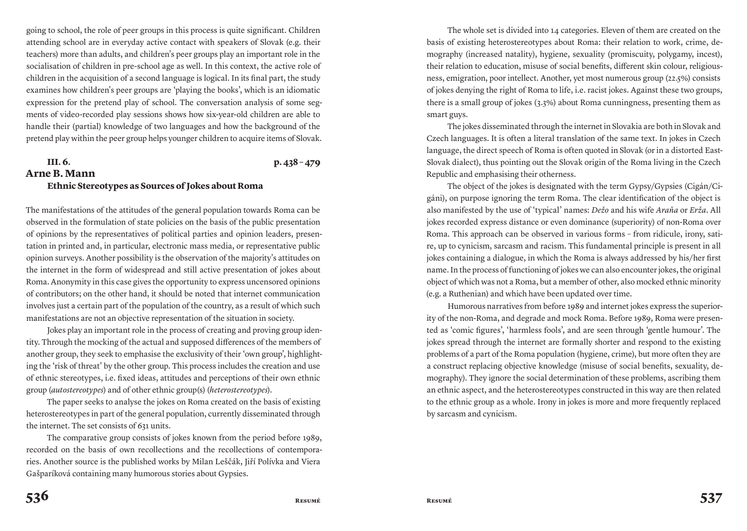going to school, the role of peer groups in this process is quite significant. Children attending school are in everyday active contact with speakers of Slovak (e.g. their teachers) more than adults, and children's peer groups play an important role in the socialisation of children in pre-school age as well. In this context, the active role of children in the acquisition of a second language is logical. In its final part, the study examines how children's peer groups are 'playing the books', which is an idiomatic expression for the pretend play of school. The conversation analysis of some segments of video-recorded play sessions shows how six-year-old children are able to handle their (partial) knowledge of two languages and how the background of the pretend play within the peer group helps younger children to acquire items of Slovak.

**III. 6.** **p. 438 – 479**

## Arne B. Mann

### Ethnic Stereotypes as Sources of Jokes about Roma

The manifestations of the attitudes of the general population towards Roma can be observed in the formulation of state policies on the basis of the public presentation of opinions by the representatives of political parties and opinion leaders, presentation in printed and, in particular, electronic mass media, or representative public opinion surveys. Another possibility is the observation of the majority's attitudes on the internet in the form of widespread and still active presentation of jokes about Roma. Anonymity in this case gives the opportunity to express uncensored opinions of contributors; on the other hand, it should be noted that internet communication involves just a certain part of the population of the country, as a result of which such manifestations are not an objective representation of the situation in society.

Jokes play an important role in the process of creating and proving group identity. Through the mocking of the actual and supposed differences of the members of another group, they seek to emphasise the exclusivity of their 'own group', highlighting the 'risk of threat' by the other group. This process includes the creation and use of ethnic stereotypes, i.e. fixed ideas, attitudes and perceptions of their own ethnic group (*autostereotypes*) and of other ethnic group(s) (*heterostereotypes*).

The paper seeks to analyse the jokes on Roma created on the basis of existing heterostereotypes in part of the general population, currently disseminated through the internet. The set consists of 631 units.

The comparative group consists of jokes known from the period before 1989, recorded on the basis of own recollections and the recollections of contemporaries. Another source is the published works by Milan Leščák, Jiří Polívka and Viera Gašparíková containing many humorous stories about Gypsies.

The whole set is divided into 14 categories. Eleven of them are created on the basis of existing heterostereotypes about Roma: their relation to work, crime, demography (increased natality), hygiene, sexuality (promiscuity, polygamy, incest), their relation to education, misuse of social benefits, different skin colour, religiousness, emigration, poor intellect. Another, yet most numerous group (22.5%) consists of jokes denying the right of Roma to life, i.e. racist jokes. Against these two groups, there is a small group of jokes (3.3%) about Roma cunningness, presenting them as smart guys.

The jokes disseminated through the internet in Slovakia are both in Slovak and Czech languages. It is often a literal translation of the same text. In jokes in Czech language, the direct speech of Roma is often quoted in Slovak (or in a distorted East-Slovak dialect), thus pointing out the Slovak origin of the Roma living in the Czech Republic and emphasising their otherness.

The object of the jokes is designated with the term Gypsy/Gypsies (Cigán/Cigáni), on purpose ignoring the term Roma. The clear identification of the object is also manifested by the use of 'typical' names: *Dežo* and his wife *Araňa* or *Erža*. All jokes recorded express distance or even dominance (superiority) of non-Roma over Roma. This approach can be observed in various forms – from ridicule, irony, satire, up to cynicism, sarcasm and racism. This fundamental principle is present in all jokes containing a dialogue, in which the Roma is always addressed by his/her first name. In the process of functioning of jokes we can also encounter jokes, the original object of which was not a Roma, but a member of other, also mocked ethnic minority (e.g. a Ruthenian) and which have been updated over time.

Humorous narratives from before 1989 and internet jokes express the superiority of the non-Roma, and degrade and mock Roma. Before 1989, Roma were presented as 'comic figures', 'harmless fools', and are seen through 'gentle humour'. The jokes spread through the internet are formally shorter and respond to the existing problems of a part of the Roma population (hygiene, crime), but more often they are a construct replacing objective knowledge (misuse of social benefits, sexuality, demography). They ignore the social determination of these problems, ascribing them an ethnic aspect, and the heterostereotypes constructed in this way are then related to the ethnic group as a whole. Irony in jokes is more and more frequently replaced by sarcasm and cynicism.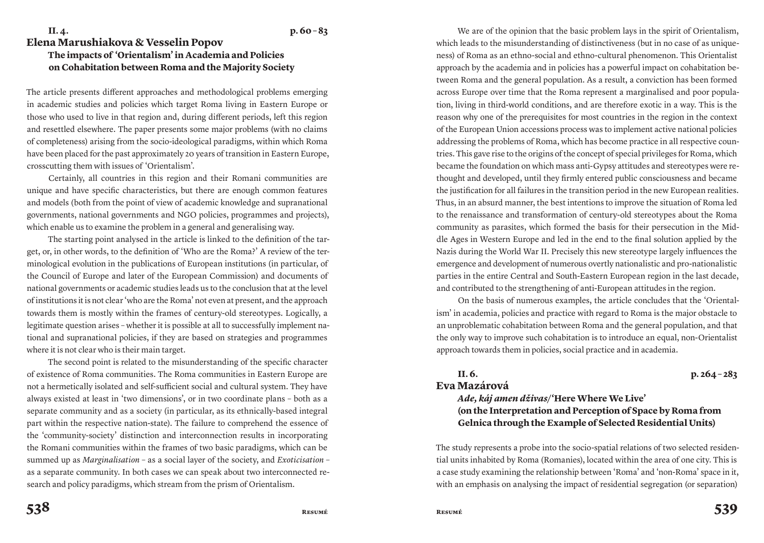## II. 4. p. 60 – 83

## Elena Marushiakova & Vesselin Popov

### The impacts of 'Orientalism' in Academia and Policies on Cohabitation between Roma and the Majority Society

The article presents different approaches and methodological problems emerging in academic studies and policies which target Roma living in Eastern Europe or those who used to live in that region and, during different periods, left this region and resettled elsewhere. The paper presents some major problems (with no claims of completeness) arising from the socio-ideological paradigms, within which Roma have been placed for the past approximately 20 years of transition in Eastern Europe, crosscutting them with issues of 'Orientalism'.

Certainly, all countries in this region and their Romani communities are unique and have specific characteristics, but there are enough common features and models (both from the point of view of academic knowledge and supranational governments, national governments and NGO policies, programmes and projects), which enable us to examine the problem in a general and generalising way.

The starting point analysed in the article is linked to the definition of the target, or, in other words, to the definition of 'Who are the Roma?' A review of the terminological evolution in the publications of European institutions (in particular, of the Council of Europe and later of the European Commission) and documents of national governments or academic studies leads us to the conclusion that at the level of institutions it is not clear 'who are the Roma' not even at present, and the approach towards them is mostly within the frames of century-old stereotypes. Logically, a legitimate question arises – whether it is possible at all to successfully implement national and supranational policies, if they are based on strategies and programmes where it is not clear who is their main target.

The second point is related to the misunderstanding of the specific character of existence of Roma communities. The Roma communities in Eastern Europe are not a hermetically isolated and self-sufficient social and cultural system. They have always existed at least in 'two dimensions', or in two coordinate plans – both as a separate community and as a society (in particular, as its ethnically-based integral part within the respective nation-state). The failure to comprehend the essence of the 'community-society' distinction and interconnection results in incorporating the Romani communities within the frames of two basic paradigms, which can be summed up as *Marginalisation* – as a social layer of the society, and *Exoticisation* – as a separate community. In both cases we can speak about two interconnected research and policy paradigms, which stream from the prism of Orientalism.

We are of the opinion that the basic problem lays in the spirit of Orientalism, which leads to the misunderstanding of distinctiveness (but in no case of as uniqueness) of Roma as an ethno-social and ethno-cultural phenomenon. This Orientalist approach by the academia and in policies has a powerful impact on cohabitation between Roma and the general population. As a result, a conviction has been formed across Europe over time that the Roma represent a marginalised and poor population, living in third-world conditions, and are therefore exotic in a way. This is the reason why one of the prerequisites for most countries in the region in the context of the European Union accessions process was to implement active national policies addressing the problems of Roma, which has become practice in all respective countries. This gave rise to the origins of the concept of special privileges for Roma, which became the foundation on which mass anti-Gypsy attitudes and stereotypes were rethought and developed, until they firmly entered public consciousness and became the justification for all failures in the transition period in the new European realities. Thus, in an absurd manner, the best intentions to improve the situation of Roma led to the renaissance and transformation of century-old stereotypes about the Roma community as parasites, which formed the basis for their persecution in the Middle Ages in Western Europe and led in the end to the final solution applied by the Nazis during the World War II. Precisely this new stereotype largely influences the emergence and development of numerous overtly nationalistic and pro-nationalistic parties in the entire Central and South-Eastern European region in the last decade, and contributed to the strengthening of anti-European attitudes in the region.

On the basis of numerous examples, the article concludes that the 'Orientalism' in academia, policies and practice with regard to Roma is the major obstacle to an unproblematic cohabitation between Roma and the general population, and that the only way to improve such cohabitation is to introduce an equal, non-Orientalist approach towards them in policies, social practice and in academia.

## II. 6. p. 264 – 283

## Eva Mazárová

### *Ade, káj amen dživas*/'Here Where We Live' (on the Interpretation and Perception of Space by Roma from Gelnica through the Example of Selected Residential Units)

The study represents a probe into the socio-spatial relations of two selected residential units inhabited by Roma (Romanies), located within the area of one city. This is a case study examining the relationship between 'Roma' and 'non-Roma' space in it, with an emphasis on analysing the impact of residential segregation (or separation)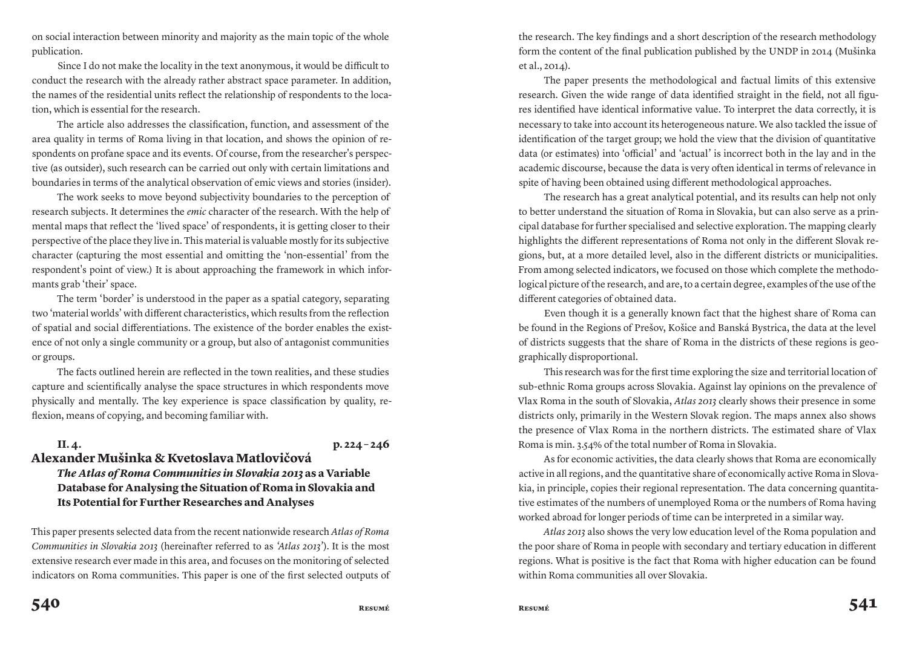on social interaction between minority and majority as the main topic of the whole publication.

Since I do not make the locality in the text anonymous, it would be difficult to conduct the research with the already rather abstract space parameter. In addition, the names of the residential units reflect the relationship of respondents to the location, which is essential for the research.

The article also addresses the classification, function, and assessment of the area quality in terms of Roma living in that location, and shows the opinion of respondents on profane space and its events. Of course, from the researcher's perspective (as outsider), such research can be carried out only with certain limitations and boundaries in terms of the analytical observation of emic views and stories (insider).

The work seeks to move beyond subjectivity boundaries to the perception of research subjects. It determines the *emic* character of the research. With the help of mental maps that reflect the 'lived space' of respondents, it is getting closer to their perspective of the place they live in. This material is valuable mostly for its subjective character (capturing the most essential and omitting the 'non-essential' from the respondent's point of view.) It is about approaching the framework in which informants grab 'their' space.

The term 'border' is understood in the paper as a spatial category, separating two 'material worlds' with different characteristics, which results from the reflection of spatial and social differentiations. The existence of the border enables the existence of not only a single community or a group, but also of antagonist communities or groups.

The facts outlined herein are reflected in the town realities, and these studies capture and scientifically analyse the space structures in which respondents move physically and mentally. The key experience is space classification by quality, reflexion, means of copying, and becoming familiar with.

**II. 4.** **p. 224 – 246**

## Alexander Mušinka & Kvetoslava Matlovičová

### *The Atlas of Roma Communities in Slovakia 2013* as a Variable Database for Analysing the Situation of Roma in Slovakia and Its Potential for Further Researches and Analyses

This paper presents selected data from the recent nationwide research *Atlas of Roma Communities in Slovakia 2013* (hereinafter referred to as *'Atlas 2013'*). It is the most extensive research ever made in this area, and focuses on the monitoring of selected indicators on Roma communities. This paper is one of the first selected outputs of the research. The key findings and a short description of the research methodology form the content of the final publication published by the UNDP in 2014 (Mušinka et al., 2014).

The paper presents the methodological and factual limits of this extensive research. Given the wide range of data identified straight in the field, not all figures identified have identical informative value. To interpret the data correctly, it is necessary to take into account its heterogeneous nature. We also tackled the issue of identification of the target group; we hold the view that the division of quantitative data (or estimates) into 'official' and 'actual' is incorrect both in the lay and in the academic discourse, because the data is very often identical in terms of relevance in spite of having been obtained using different methodological approaches.

The research has a great analytical potential, and its results can help not only to better understand the situation of Roma in Slovakia, but can also serve as a principal database for further specialised and selective exploration. The mapping clearly highlights the different representations of Roma not only in the different Slovak regions, but, at a more detailed level, also in the different districts or municipalities. From among selected indicators, we focused on those which complete the methodological picture of the research, and are, to a certain degree, examples of the use of the different categories of obtained data.

Even though it is a generally known fact that the highest share of Roma can be found in the Regions of Prešov, Košice and Banská Bystrica, the data at the level of districts suggests that the share of Roma in the districts of these regions is geographically disproportional.

This research was for the first time exploring the size and territorial location of sub-ethnic Roma groups across Slovakia. Against lay opinions on the prevalence of Vlax Roma in the south of Slovakia, *Atlas 2013* clearly shows their presence in some districts only, primarily in the Western Slovak region. The maps annex also shows the presence of Vlax Roma in the northern districts. The estimated share of Vlax Roma is min. 3.54% of the total number of Roma in Slovakia.

As for economic activities, the data clearly shows that Roma are economically active in all regions, and the quantitative share of economically active Roma in Slovakia, in principle, copies their regional representation. The data concerning quantitative estimates of the numbers of unemployed Roma or the numbers of Roma having worked abroad for longer periods of time can be interpreted in a similar way.

*Atlas 2013* also shows the very low education level of the Roma population and the poor share of Roma in people with secondary and tertiary education in different regions. What is positive is the fact that Roma with higher education can be found within Roma communities all over Slovakia.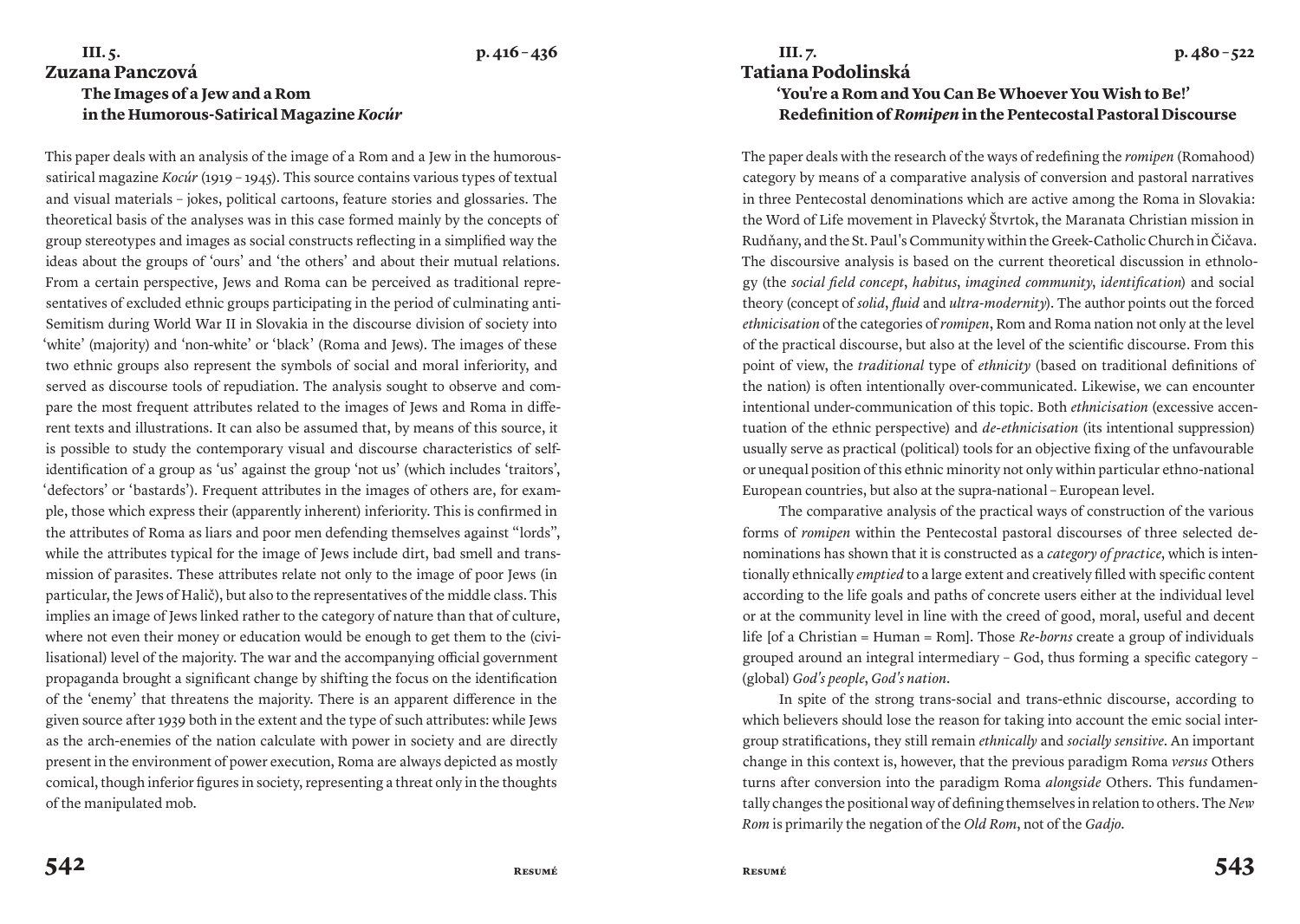## III. 5. p. 416 – 436

## Zuzana Panczová

### The Images of a Jew and a Rom in the Humorous-Satirical Magazine *Kocúr*

This paper deals with an analysis of the image of a Rom and a Jew in the humorous-satirical magazine *Kocúr* (1919 – 1945). This source contains various types of textual and visual materials – jokes, political cartoons, feature stories and glossaries. The theoretical basis of the analyses was in this case formed mainly by the concepts of group stereotypes and images as social constructs reflecting in a simplified way the ideas about the groups of 'ours' and 'the others' and about their mutual relations. From a certain perspective, Jews and Roma can be perceived as traditional representatives of excluded ethnic groups participating in the period of culminating anti-Semitism during World War II in Slovakia in the discourse division of society into 'white' (majority) and 'non-white' or 'black' (Roma and Jews). The images of these two ethnic groups also represent the symbols of social and moral inferiority, and served as discourse tools of repudiation. The analysis sought to observe and compare the most frequent attributes related to the images of Jews and Roma in different texts and illustrations. It can also be assumed that, by means of this source, it is possible to study the contemporary visual and discourse characteristics of self-identification of a group as 'us' against the group 'not us' (which includes 'traitors', 'defectors' or 'bastards'). Frequent attributes in the images of others are, for example, those which express their (apparently inherent) inferiority. This is confirmed in the attributes of Roma as liars and poor men defending themselves against "lords", while the attributes typical for the image of Jews include dirt, bad smell and transmission of parasites. These attributes relate not only to the image of poor Jews (in particular, the Jews of Halič), but also to the representatives of the middle class. This implies an image of Jews linked rather to the category of nature than that of culture, where not even their money or education would be enough to get them to the (civilisational) level of the majority. The war and the accompanying official government propaganda brought a significant change by shifting the focus on the identification of the 'enemy' that threatens the majority. There is an apparent difference in the given source after 1939 both in the extent and the type of such attributes: while Jews as the arch-enemies of the nation calculate with power in society and are directly present in the environment of power execution, Roma are always depicted as mostly comical, though inferior figures in society, representing a threat only in the thoughts of the manipulated mob.

## III. 7. p. 480 – 522

## Tatiana Podolinská

### 'You're a Rom and You Can Be Whoever You Wish to Be!' Redefinition of *Romipen* in the Pentecostal Pastoral Discourse

The paper deals with the research of the ways of redefining the *romipen* (Romahood) category by means of a comparative analysis of conversion and pastoral narratives in three Pentecostal denominations which are active among the Roma in Slovakia: the Word of Life movement in Plavecký Štvrtok, the Maranata Christian mission in Rudňany, and the St. Paul's Community within the Greek-Catholic Church in Čičava. The discoursive analysis is based on the current theoretical discussion in ethnology (the *social field concept*, *habitus*, *imagined community*, *identification*) and social theory (concept of *solid*, *fluid* and *ultra-modernity*). The author points out the forced *ethnicisation* of the categories of *romipen*, Rom and Roma nation not only at the level of the practical discourse, but also at the level of the scientific discourse. From this point of view, the *traditional* type of *ethnicity* (based on traditional definitions of the nation) is often intentionally over-communicated. Likewise, we can encounter intentional under-communication of this topic. Both *ethnicisation* (excessive accentuation of the ethnic perspective) and *de-ethnicisation* (its intentional suppression) usually serve as practical (political) tools for an objective fixing of the unfavourable or unequal position of this ethnic minority not only within particular ethno-national European countries, but also at the supra-national – European level.

The comparative analysis of the practical ways of construction of the various forms of *romipen* within the Pentecostal pastoral discourses of three selected denominations has shown that it is constructed as a *category of practice*, which is intentionally ethnically *emptied* to a large extent and creatively filled with specific content according to the life goals and paths of concrete users either at the individual level or at the community level in line with the creed of good, moral, useful and decent life [of a Christian = Human = Rom]. Those *Re-borns* create a group of individuals grouped around an integral intermediary – God, thus forming a specific category – (global) *God's people*, *God's nation*.

In spite of the strong trans-social and trans-ethnic discourse, according to which believers should lose the reason for taking into account the emic social intergroup stratifications, they still remain *ethnically* and *socially sensitive*. An important change in this context is, however, that the previous paradigm Roma *versus* Others turns after conversion into the paradigm Roma *alongside* Others. This fundamentally changes the positional way of defining themselves in relation to others. The *New Rom* is primarily the negation of the *Old Rom*, not of the *Gadjo*.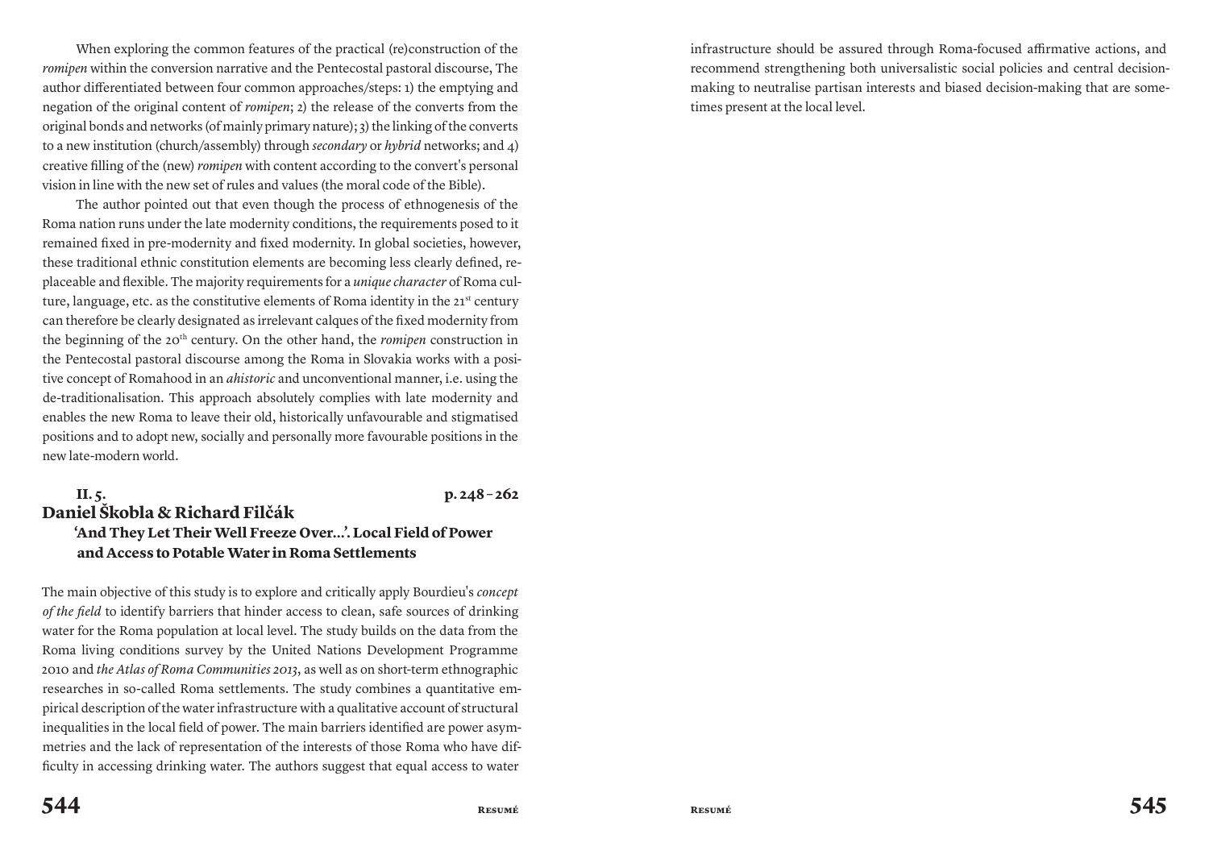When exploring the common features of the practical (re)construction of the *romipen* within the conversion narrative and the Pentecostal pastoral discourse, The author differentiated between four common approaches/steps: 1) the emptying and negation of the original content of *romipen*; 2) the release of the converts from the original bonds and networks (of mainly primary nature); 3) the linking of the converts to a new institution (church/assembly) through *secondary* or *hybrid* networks; and 4) creative filling of the (new) *romipen* with content according to the convert's personal vision in line with the new set of rules and values (the moral code of the Bible).

The author pointed out that even though the process of ethnogenesis of the Roma nation runs under the late modernity conditions, the requirements posed to it remained fixed in pre-modernity and fixed modernity. In global societies, however, these traditional ethnic constitution elements are becoming less clearly defined, replaceable and flexible. The majority requirements for a *unique character* of Roma culture, language, etc. as the constitutive elements of Roma identity in the 21st century can therefore be clearly designated as irrelevant calques of the fixed modernity from the beginning of the 20th century. On the other hand, the *romipen* construction in the Pentecostal pastoral discourse among the Roma in Slovakia works with a positive concept of Romahood in an *ahistoric* and unconventional manner, i.e. using the de-traditionalisation. This approach absolutely complies with late modernity and enables the new Roma to leave their old, historically unfavourable and stigmatised positions and to adopt new, socially and personally more favourable positions in the new late-modern world.

**II. 5.** **p. 248–262**

## Daniel Škobla & Richard Filčák

### 'And They Let Their Well Freeze Over…'. Local Field of Power and Access to Potable Water in Roma Settlements

The main objective of this study is to explore and critically apply Bourdieu's *concept of the field* to identify barriers that hinder access to clean, safe sources of drinking water for the Roma population at local level. The study builds on the data from the Roma living conditions survey by the United Nations Development Programme 2010 and *the Atlas of Roma Communities 2013*, as well as on short-term ethnographic researches in so-called Roma settlements. The study combines a quantitative empirical description of the water infrastructure with a qualitative account of structural inequalities in the local field of power. The main barriers identified are power asymmetries and the lack of representation of the interests of those Roma who have difficulty in accessing drinking water. The authors suggest that equal access to water infrastructure should be assured through Roma-focused affirmative actions, and recommend strengthening both universalistic social policies and central decision-making to neutralise partisan interests and biased decision-making that are sometimes present at the local level.